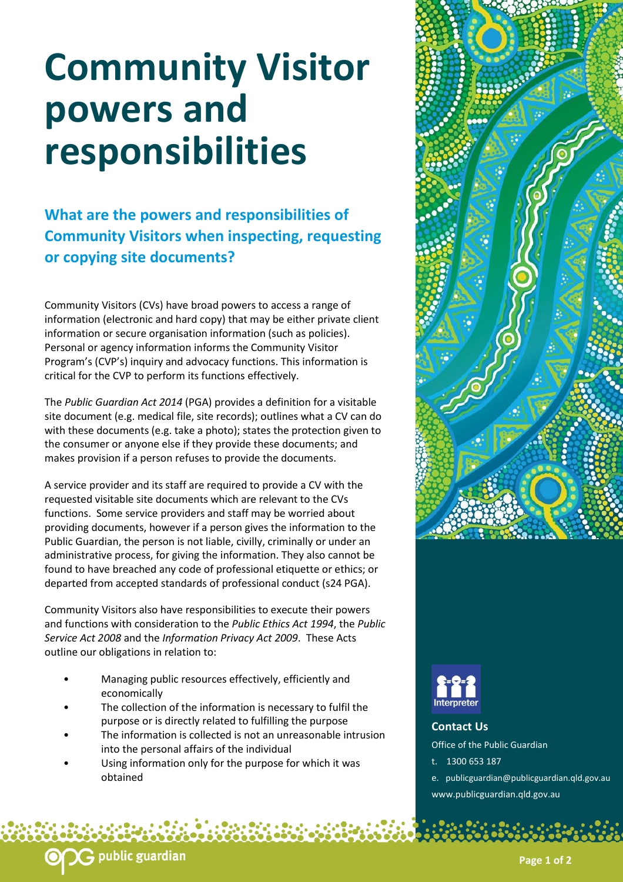# Community Visitor powers and responsibilities

## What are the powers and responsibilities of Community Visitors when inspecting, requesting or copying site documents?

Community Visitors (CVs) have broad powers to access a range of information (electronic and hard copy) that may be either private client information or secure organisation information (such as policies). Personal or agency information informs the Community Visitor Program's (CVP's) inquiry and advocacy functions. This information is critical for the CVP to perform its functions effectively.

The *Public Guardian Act 2014* (PGA) provides a definition for a visitable site document (e.g. medical file, site records); outlines what a CV can do with these documents (e.g. take a photo); states the protection given to the consumer or anyone else if they provide these documents; and makes provision if a person refuses to provide the documents.

A service provider and its staff are required to provide a CV with the requested visitable site documents which are relevant to the CVs functions. Some service providers and staff may be worried about providing documents, however if a person gives the information to the Public Guardian, the person is not liable, civilly, criminally or under an administrative process, for giving the information. They also cannot be found to have breached any code of professional etiquette or ethics; or departed from accepted standards of professional conduct (s24 PGA).

Community Visitors also have responsibilities to execute their powers and functions with consideration to the *Public Ethics Act 1994*, the *Public Service Act 2008* and the *Information Privacy Act 2009*. These Acts outline our obligations in relation to:

- Managing public resources effectively, efficiently and economically
- The collection of the information is necessary to fulfil the purpose or is directly related to fulfilling the purpose
- The information is collected is not an unreasonable intrusion into the personal affairs of the individual
- Using information only for the purpose for which it was obtained

Interpreter

**Contact Us**

Office of the Public Guardian

t. 1300 653 187

e. publicguardian@publicguardian.qld.gov.au

www.publicguardian.qld.gov.au

public guardian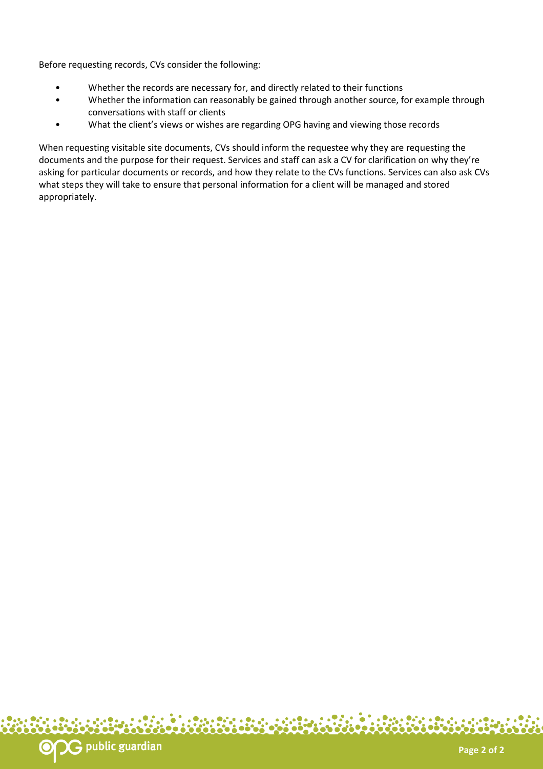Before requesting records, CVs consider the following:

- Whether the records are necessary for, and directly related to their functions
- Whether the information can reasonably be gained through another source, for example through conversations with staff or clients
- What the client's views or wishes are regarding OPG having and viewing those records

When requesting visitable site documents, CVs should inform the requestee why they are requesting the documents and the purpose for their request. Services and staff can ask a CV for clarification on why they're asking for particular documents or records, and how they relate to the CVs functions. Services can also ask CVs what steps they will take to ensure that personal information for a client will be managed and stored appropriately.